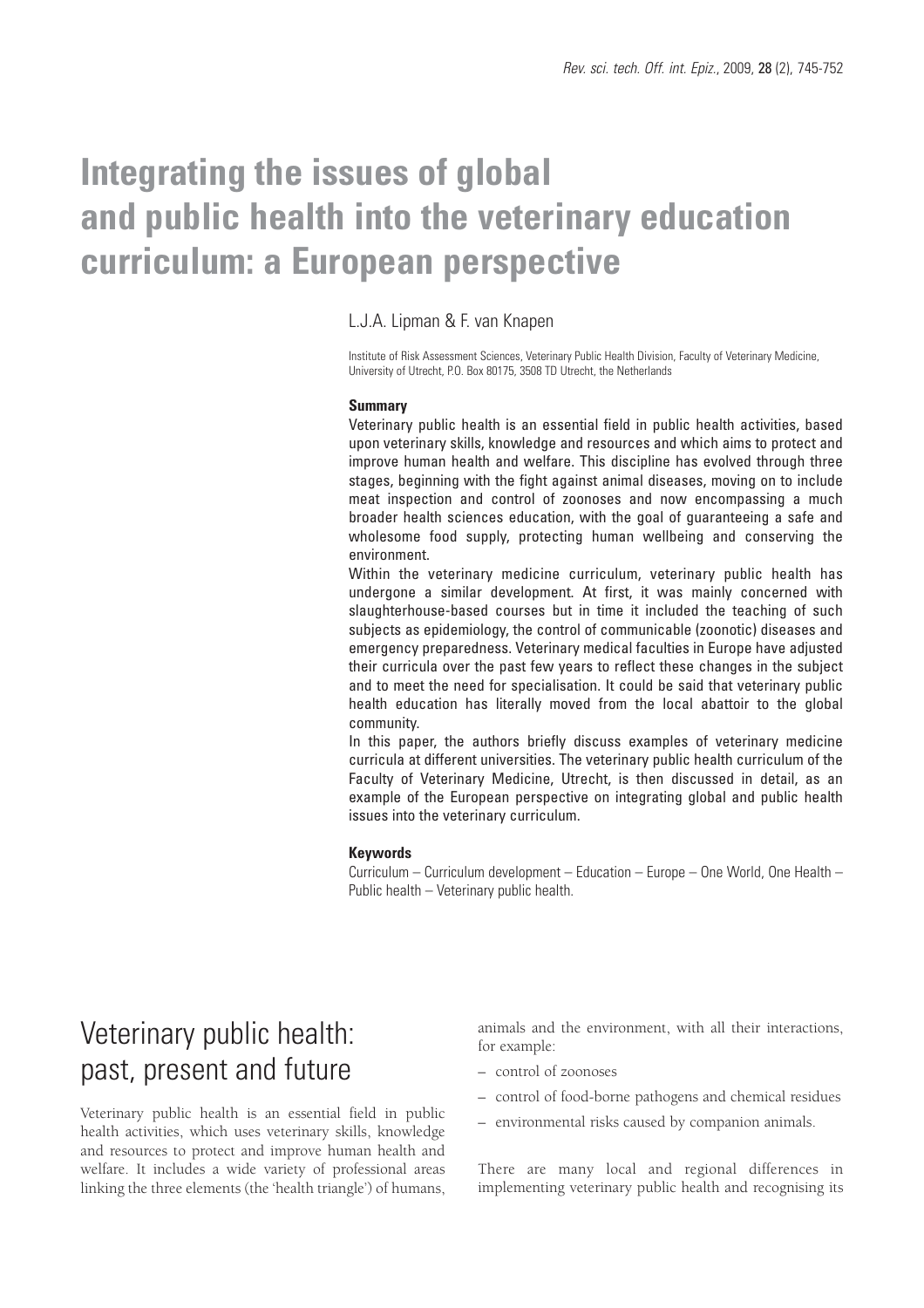# Integrating the issues of global and public health into the veterinary education curriculum: a European perspective

L.J.A. Lipman & F. van Knapen

Institute of Risk Assessment Sciences, Veterinary Public Health Division, Faculty of Veterinary Medicine, University of Utrecht, P.O. Box 80175, 3508 TD Utrecht, the Netherlands

**Summary**

Veterinary public health is an essential field in public health activities, based upon veterinary skills, knowledge and resources and which aims to protect and improve human health and welfare. This discipline has evolved through three stages, beginning with the fight against animal diseases, moving on to include meat inspection and control of zoonoses and now encompassing a much broader health sciences education, with the goal of guaranteeing a safe and wholesome food supply, protecting human wellbeing and conserving the environment.

Within the veterinary medicine curriculum, veterinary public health has undergone a similar development. At first, it was mainly concerned with slaughterhouse-based courses but in time it included the teaching of such subjects as epidemiology, the control of communicable (zoonotic) diseases and emergency preparedness. Veterinary medical faculties in Europe have adjusted their curricula over the past few years to reflect these changes in the subject and to meet the need for specialisation. It could be said that veterinary public health education has literally moved from the local abattoir to the global community.

In this paper, the authors briefly discuss examples of veterinary medicine curricula at different universities. The veterinary public health curriculum of the Faculty of Veterinary Medicine, Utrecht, is then discussed in detail, as an example of the European perspective on integrating global and public health issues into the veterinary curriculum.

**Keywords**

Curriculum – Curriculum development – Education – Europe – One World, One Health – Public health – Veterinary public health.

## Veterinary public health: past, present and future

Veterinary public health is an essential field in public health activities, which uses veterinary skills, knowledge and resources to protect and improve human health and welfare. It includes a wide variety of professional areas linking the three elements (the 'health triangle') of humans, animals and the environment, with all their interactions, for example:

- control of zoonoses
- control of food-borne pathogens and chemical residues
- environmental risks caused by companion animals.

There are many local and regional differences in implementing veterinary public health and recognising its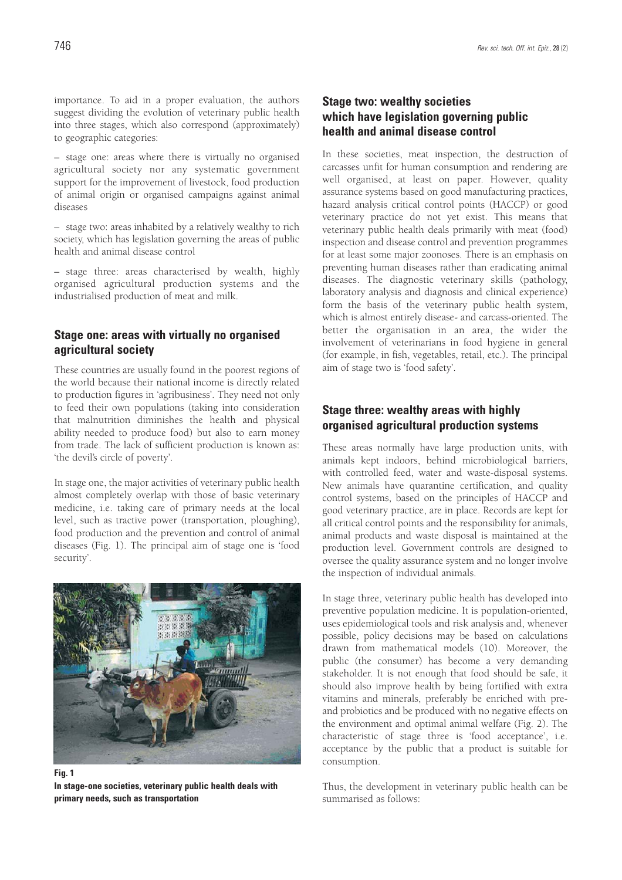importance. To aid in a proper evaluation, the authors suggest dividing the evolution of veterinary public health into three stages, which also correspond (approximately) to geographic categories:

– stage one: areas where there is virtually no organised agricultural society nor any systematic government support for the improvement of livestock, food production of animal origin or organised campaigns against animal diseases

– stage two: areas inhabited by a relatively wealthy to rich society, which has legislation governing the areas of public health and animal disease control

– stage three: areas characterised by wealth, highly organised agricultural production systems and the industrialised production of meat and milk.

## Stage one: areas with virtually no organised agricultural society

These countries are usually found in the poorest regions of the world because their national income is directly related to production figures in 'agribusiness'. They need not only to feed their own populations (taking into consideration that malnutrition diminishes the health and physical ability needed to produce food) but also to earn money from trade. The lack of sufficient production is known as: 'the devil's circle of poverty'.

In stage one, the major activities of veterinary public health almost completely overlap with those of basic veterinary medicine, i.e. taking care of primary needs at the local level, such as tractive power (transportation, ploughing), food production and the prevention and control of animal diseases (Fig. 1). The principal aim of stage one is 'food security'.

**Fig. 1**
**In stage-one societies, veterinary public health deals with primary needs, such as transportation**

## Stage two: wealthy societies which have legislation governing public health and animal disease control

In these societies, meat inspection, the destruction of carcasses unfit for human consumption and rendering are well organised, at least on paper. However, quality assurance systems based on good manufacturing practices, hazard analysis critical control points (HACCP) or good veterinary practice do not yet exist. This means that veterinary public health deals primarily with meat (food) inspection and disease control and prevention programmes for at least some major zoonoses. There is an emphasis on preventing human diseases rather than eradicating animal diseases. The diagnostic veterinary skills (pathology, laboratory analysis and diagnosis and clinical experience) form the basis of the veterinary public health system, which is almost entirely disease- and carcass-oriented. The better the organisation in an area, the wider the involvement of veterinarians in food hygiene in general (for example, in fish, vegetables, retail, etc.). The principal aim of stage two is 'food safety'.

## Stage three: wealthy areas with highly organised agricultural production systems

These areas normally have large production units, with animals kept indoors, behind microbiological barriers, with controlled feed, water and waste-disposal systems. New animals have quarantine certification, and quality control systems, based on the principles of HACCP and good veterinary practice, are in place. Records are kept for all critical control points and the responsibility for animals, animal products and waste disposal is maintained at the production level. Government controls are designed to oversee the quality assurance system and no longer involve the inspection of individual animals.

In stage three, veterinary public health has developed into preventive population medicine. It is population-oriented, uses epidemiological tools and risk analysis and, whenever possible, policy decisions may be based on calculations drawn from mathematical models (10). Moreover, the public (the consumer) has become a very demanding stakeholder. It is not enough that food should be safe, it should also improve health by being fortified with extra vitamins and minerals, preferably be enriched with pre- and probiotics and be produced with no negative effects on the environment and optimal animal welfare (Fig. 2). The characteristic of stage three is 'food acceptance', i.e. acceptance by the public that a product is suitable for consumption.

Thus, the development in veterinary public health can be summarised as follows: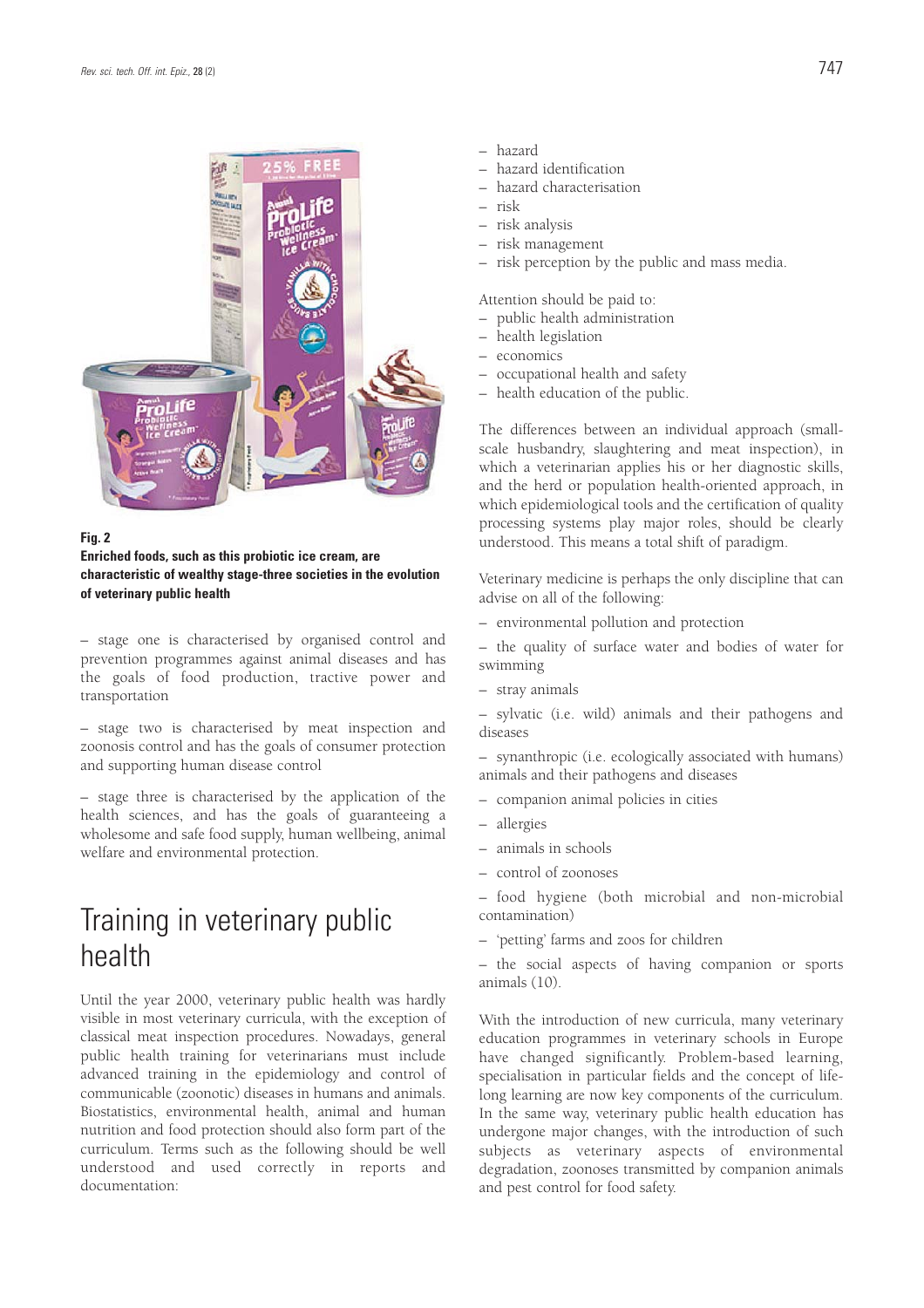**Fig. 2**
**Enriched foods, such as this probiotic ice cream, are characteristic of wealthy stage-three societies in the evolution of veterinary public health**

– stage one is characterised by organised control and prevention programmes against animal diseases and has the goals of food production, tractive power and transportation

– stage two is characterised by meat inspection and zoonosis control and has the goals of consumer protection and supporting human disease control

– stage three is characterised by the application of the health sciences, and has the goals of guaranteeing a wholesome and safe food supply, human wellbeing, animal welfare and environmental protection.

# Training in veterinary public health

Until the year 2000, veterinary public health was hardly visible in most veterinary curricula, with the exception of classical meat inspection procedures. Nowadays, general public health training for veterinarians must include advanced training in the epidemiology and control of communicable (zoonotic) diseases in humans and animals. Biostatistics, environmental health, animal and human nutrition and food protection should also form part of the curriculum. Terms such as the following should be well understood and used correctly in reports and documentation:

– hazard
– hazard identification
– hazard characterisation
– risk
– risk analysis
– risk management
– risk perception by the public and mass media.

Attention should be paid to:
– public health administration
– health legislation
– economics
– occupational health and safety
– health education of the public.

The differences between an individual approach (small-scale husbandry, slaughtering and meat inspection), in which a veterinarian applies his or her diagnostic skills, and the herd or population health-oriented approach, in which epidemiological tools and the certification of quality processing systems play major roles, should be clearly understood. This means a total shift of paradigm.

Veterinary medicine is perhaps the only discipline that can advise on all of the following:

– environmental pollution and protection

– the quality of surface water and bodies of water for swimming

– stray animals

– sylvatic (i.e. wild) animals and their pathogens and diseases

– synanthropic (i.e. ecologically associated with humans) animals and their pathogens and diseases

– companion animal policies in cities

– allergies

– animals in schools

– control of zoonoses

– food hygiene (both microbial and non-microbial contamination)

– 'petting' farms and zoos for children

– the social aspects of having companion or sports animals (10).

With the introduction of new curricula, many veterinary education programmes in veterinary schools in Europe have changed significantly. Problem-based learning, specialisation in particular fields and the concept of life-long learning are now key components of the curriculum. In the same way, veterinary public health education has undergone major changes, with the introduction of such subjects as veterinary aspects of environmental degradation, zoonoses transmitted by companion animals and pest control for food safety.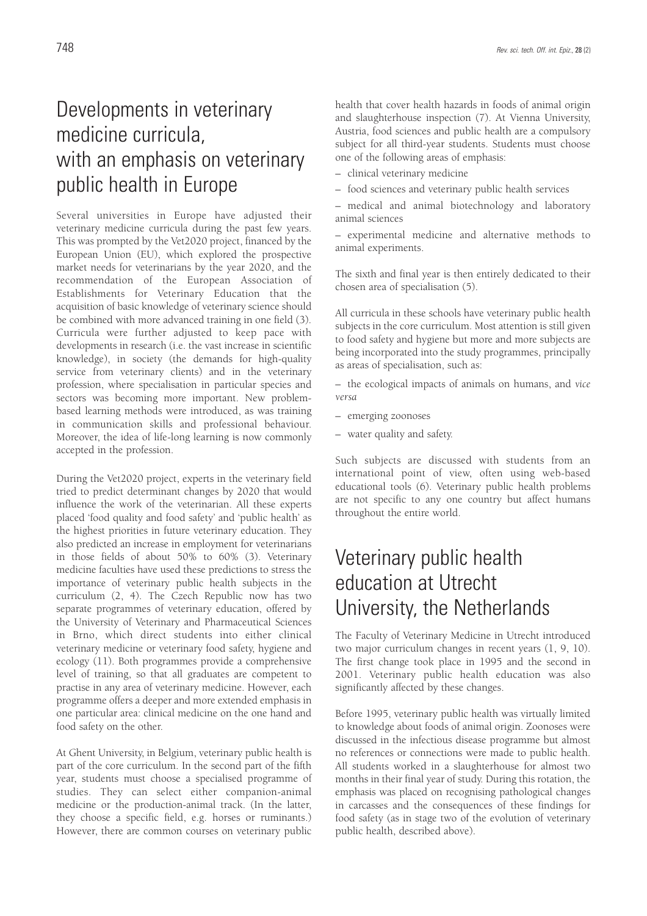## Developments in veterinary medicine curricula, with an emphasis on veterinary public health in Europe

Several universities in Europe have adjusted their veterinary medicine curricula during the past few years. This was prompted by the Vet2020 project, financed by the European Union (EU), which explored the prospective market needs for veterinarians by the year 2020, and the recommendation of the European Association of Establishments for Veterinary Education that the acquisition of basic knowledge of veterinary science should be combined with more advanced training in one field (3). Curricula were further adjusted to keep pace with developments in research (i.e. the vast increase in scientific knowledge), in society (the demands for high-quality service from veterinary clients) and in the veterinary profession, where specialisation in particular species and sectors was becoming more important. New problem-based learning methods were introduced, as was training in communication skills and professional behaviour. Moreover, the idea of life-long learning is now commonly accepted in the profession.

During the Vet2020 project, experts in the veterinary field tried to predict determinant changes by 2020 that would influence the work of the veterinarian. All these experts placed 'food quality and food safety' and 'public health' as the highest priorities in future veterinary education. They also predicted an increase in employment for veterinarians in those fields of about 50% to 60% (3). Veterinary medicine faculties have used these predictions to stress the importance of veterinary public health subjects in the curriculum (2, 4). The Czech Republic now has two separate programmes of veterinary education, offered by the University of Veterinary and Pharmaceutical Sciences in Brno, which direct students into either clinical veterinary medicine or veterinary food safety, hygiene and ecology (11). Both programmes provide a comprehensive level of training, so that all graduates are competent to practise in any area of veterinary medicine. However, each programme offers a deeper and more extended emphasis in one particular area: clinical medicine on the one hand and food safety on the other.

At Ghent University, in Belgium, veterinary public health is part of the core curriculum. In the second part of the fifth year, students must choose a specialised programme of studies. They can select either companion-animal medicine or the production-animal track. (In the latter, they choose a specific field, e.g. horses or ruminants.) However, there are common courses on veterinary public health that cover health hazards in foods of animal origin and slaughterhouse inspection (7). At Vienna University, Austria, food sciences and public health are a compulsory subject for all third-year students. Students must choose one of the following areas of emphasis:

– clinical veterinary medicine

– food sciences and veterinary public health services

– medical and animal biotechnology and laboratory animal sciences

– experimental medicine and alternative methods to animal experiments.

The sixth and final year is then entirely dedicated to their chosen area of specialisation (5).

All curricula in these schools have veterinary public health subjects in the core curriculum. Most attention is still given to food safety and hygiene but more and more subjects are being incorporated into the study programmes, principally as areas of specialisation, such as:

– the ecological impacts of animals on humans, and *vice versa*

– emerging zoonoses

– water quality and safety.

Such subjects are discussed with students from an international point of view, often using web-based educational tools (6). Veterinary public health problems are not specific to any one country but affect humans throughout the entire world.

## Veterinary public health education at Utrecht University, the Netherlands

The Faculty of Veterinary Medicine in Utrecht introduced two major curriculum changes in recent years (1, 9, 10). The first change took place in 1995 and the second in 2001. Veterinary public health education was also significantly affected by these changes.

Before 1995, veterinary public health was virtually limited to knowledge about foods of animal origin. Zoonoses were discussed in the infectious disease programme but almost no references or connections were made to public health. All students worked in a slaughterhouse for almost two months in their final year of study. During this rotation, the emphasis was placed on recognising pathological changes in carcasses and the consequences of these findings for food safety (as in stage two of the evolution of veterinary public health, described above).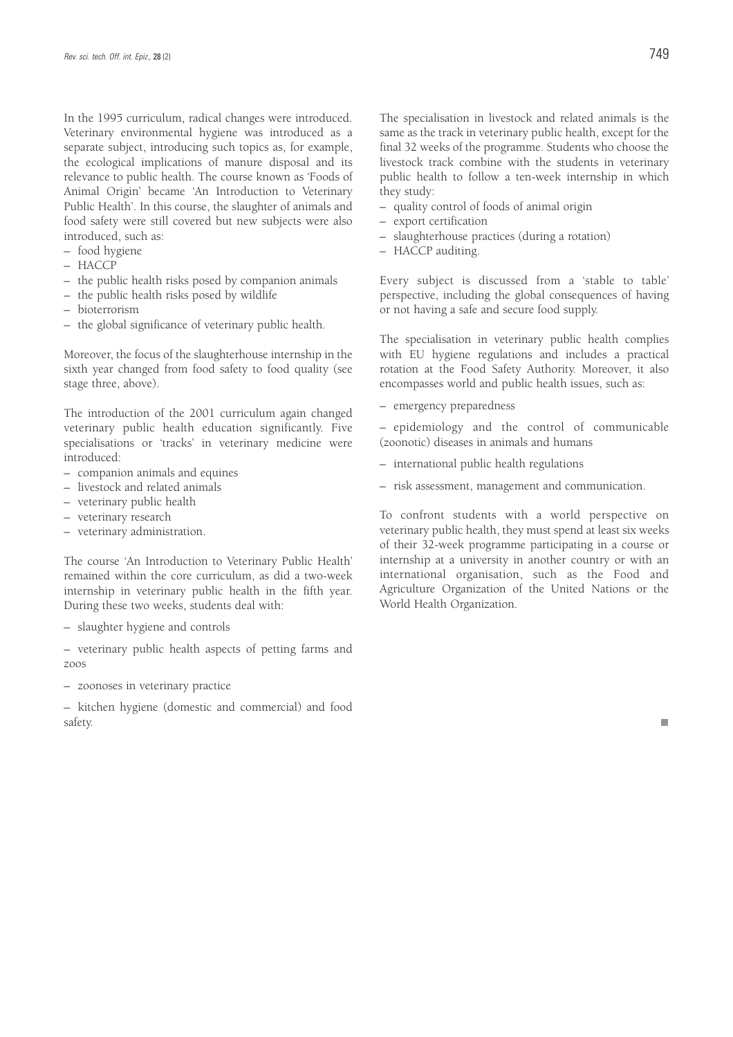In the 1995 curriculum, radical changes were introduced. Veterinary environmental hygiene was introduced as a separate subject, introducing such topics as, for example, the ecological implications of manure disposal and its relevance to public health. The course known as 'Foods of Animal Origin' became 'An Introduction to Veterinary Public Health'. In this course, the slaughter of animals and food safety were still covered but new subjects were also introduced, such as:

– food hygiene
– HACCP
– the public health risks posed by companion animals
– the public health risks posed by wildlife
– bioterrorism
– the global significance of veterinary public health.

Moreover, the focus of the slaughterhouse internship in the sixth year changed from food safety to food quality (see stage three, above).

The introduction of the 2001 curriculum again changed veterinary public health education significantly. Five specialisations or 'tracks' in veterinary medicine were introduced:

– companion animals and equines
– livestock and related animals
– veterinary public health
– veterinary research
– veterinary administration.

The course 'An Introduction to Veterinary Public Health' remained within the core curriculum, as did a two-week internship in veterinary public health in the fifth year. During these two weeks, students deal with:

– slaughter hygiene and controls
– veterinary public health aspects of petting farms and zoos
– zoonoses in veterinary practice
– kitchen hygiene (domestic and commercial) and food safety.

The specialisation in livestock and related animals is the same as the track in veterinary public health, except for the final 32 weeks of the programme. Students who choose the livestock track combine with the students in veterinary public health to follow a ten-week internship in which they study:

– quality control of foods of animal origin
– export certification
– slaughterhouse practices (during a rotation)
– HACCP auditing.

Every subject is discussed from a 'stable to table' perspective, including the global consequences of having or not having a safe and secure food supply.

The specialisation in veterinary public health complies with EU hygiene regulations and includes a practical rotation at the Food Safety Authority. Moreover, it also encompasses world and public health issues, such as:

– emergency preparedness
– epidemiology and the control of communicable (zoonotic) diseases in animals and humans
– international public health regulations
– risk assessment, management and communication.

To confront students with a world perspective on veterinary public health, they must spend at least six weeks of their 32-week programme participating in a course or internship at a university in another country or with an international organisation, such as the Food and Agriculture Organization of the United Nations or the World Health Organization.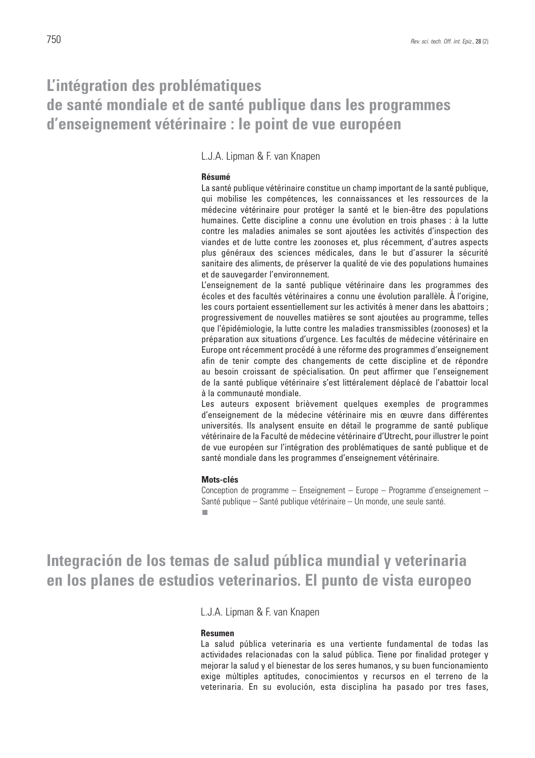# L'intégration des problématiques de santé mondiale et de santé publique dans les programmes d'enseignement vétérinaire : le point de vue européen

L.J.A. Lipman & F. van Knapen

**Résumé**

La santé publique vétérinaire constitue un champ important de la santé publique, qui mobilise les compétences, les connaissances et les ressources de la médecine vétérinaire pour protéger la santé et le bien-être des populations humaines. Cette discipline a connu une évolution en trois phases : à la lutte contre les maladies animales se sont ajoutées les activités d'inspection des viandes et de lutte contre les zoonoses et, plus récemment, d'autres aspects plus généraux des sciences médicales, dans le but d'assurer la sécurité sanitaire des aliments, de préserver la qualité de vie des populations humaines et de sauvegarder l'environnement.

L'enseignement de la santé publique vétérinaire dans les programmes des écoles et des facultés vétérinaires a connu une évolution parallèle. À l'origine, les cours portaient essentiellement sur les activités à mener dans les abattoirs ; progressivement de nouvelles matières se sont ajoutées au programme, telles que l'épidémiologie, la lutte contre les maladies transmissibles (zoonoses) et la préparation aux situations d'urgence. Les facultés de médecine vétérinaire en Europe ont récemment procédé à une réforme des programmes d'enseignement afin de tenir compte des changements de cette discipline et de répondre au besoin croissant de spécialisation. On peut affirmer que l'enseignement de la santé publique vétérinaire s'est littéralement déplacé de l'abattoir local à la communauté mondiale.

Les auteurs exposent brièvement quelques exemples de programmes d'enseignement de la médecine vétérinaire mis en œuvre dans différentes universités. Ils analysent ensuite en détail le programme de santé publique vétérinaire de la Faculté de médecine vétérinaire d'Utrecht, pour illustrer le point de vue européen sur l'intégration des problématiques de santé publique et de santé mondiale dans les programmes d'enseignement vétérinaire.

**Mots-clés**

Conception de programme – Enseignement – Europe – Programme d'enseignement – Santé publique – Santé publique vétérinaire – Un monde, une seule santé.

# Integración de los temas de salud pública mundial y veterinaria en los planes de estudios veterinarios. El punto de vista europeo

L.J.A. Lipman & F. van Knapen

**Resumen**

La salud pública veterinaria es una vertiente fundamental de todas las actividades relacionadas con la salud pública. Tiene por finalidad proteger y mejorar la salud y el bienestar de los seres humanos, y su buen funcionamiento exige múltiples aptitudes, conocimientos y recursos en el terreno de la veterinaria. En su evolución, esta disciplina ha pasado por tres fases,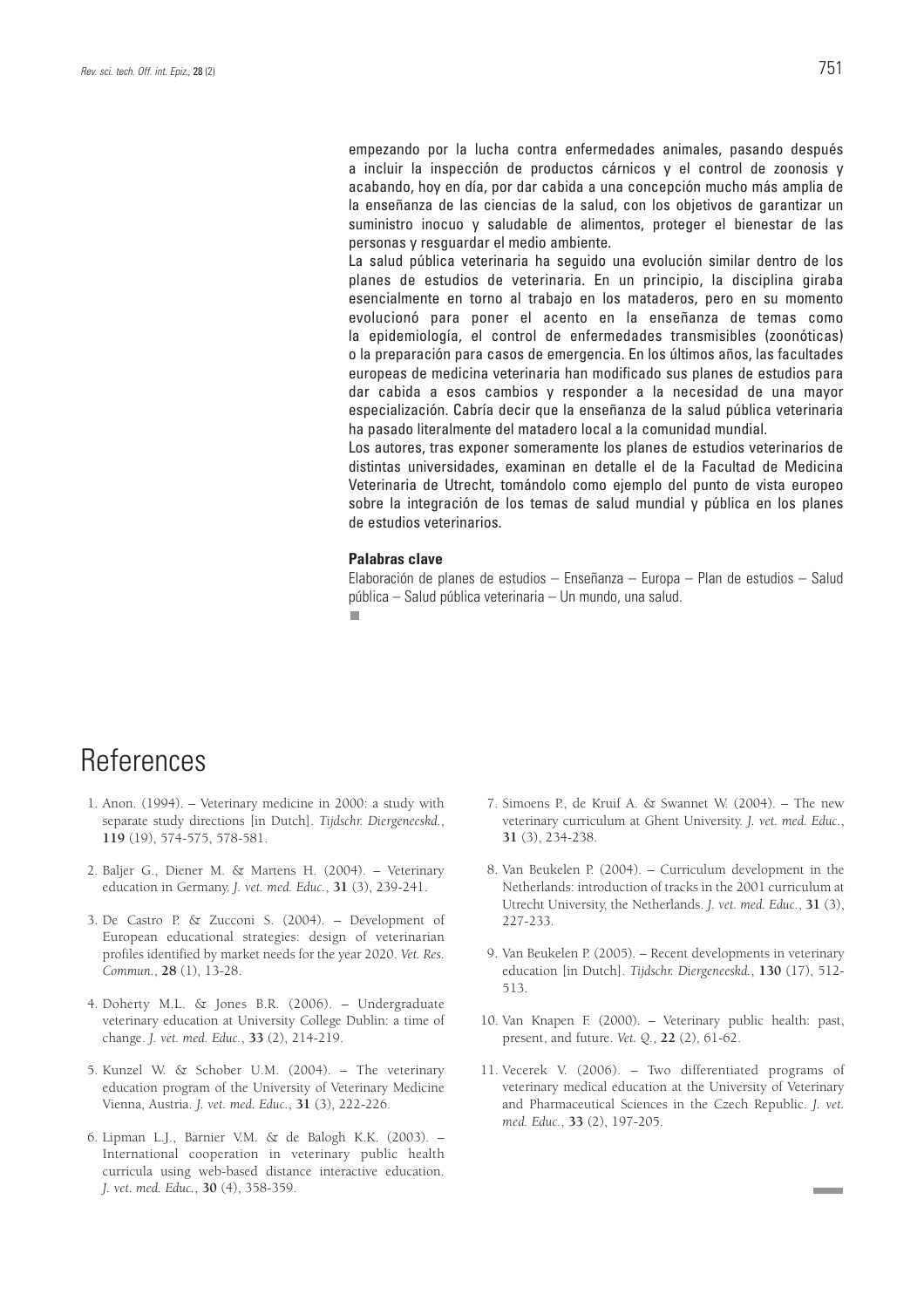empezando por la lucha contra enfermedades animales, pasando después a incluir la inspección de productos cárnicos y el control de zoonosis y acabando, hoy en día, por dar cabida a una concepción mucho más amplia de la enseñanza de las ciencias de la salud, con los objetivos de garantizar un suministro inocuo y saludable de alimentos, proteger el bienestar de las personas y resguardar el medio ambiente.

La salud pública veterinaria ha seguido una evolución similar dentro de los planes de estudios de veterinaria. En un principio, la disciplina giraba esencialmente en torno al trabajo en los mataderos, pero en su momento evolucionó para poner el acento en la enseñanza de temas como la epidemiología, el control de enfermedades transmisibles (zoonóticas) o la preparación para casos de emergencia. En los últimos años, las facultades europeas de medicina veterinaria han modificado sus planes de estudios para dar cabida a esos cambios y responder a la necesidad de una mayor especialización. Cabría decir que la enseñanza de la salud pública veterinaria ha pasado literalmente del matadero local a la comunidad mundial.

Los autores, tras exponer someramente los planes de estudios veterinarios de distintas universidades, examinan en detalle el de la Facultad de Medicina Veterinaria de Utrecht, tomándolo como ejemplo del punto de vista europeo sobre la integración de los temas de salud mundial y pública en los planes de estudios veterinarios.

**Palabras clave**

Elaboración de planes de estudios – Enseñanza – Europa – Plan de estudios – Salud pública – Salud pública veterinaria – Un mundo, una salud.

# References

1. Anon. (1994). – Veterinary medicine in 2000: a study with separate study directions [in Dutch]. *Tijdschr. Diergeneeskd.*, **119** (19), 574-575, 578-581.

2. Baljer G., Diener M. & Martens H. (2004). – Veterinary education in Germany. *J. vet. med. Educ.*, **31** (3), 239-241.

3. De Castro P. & Zucconi S. (2004). – Development of European educational strategies: design of veterinarian profiles identified by market needs for the year 2020. *Vet. Res. Commun.*, **28** (1), 13-28.

4. Doherty M.L. & Jones B.R. (2006). – Undergraduate veterinary education at University College Dublin: a time of change. *J. vet. med. Educ.*, **33** (2), 214-219.

5. Kunzel W. & Schober U.M. (2004). – The veterinary education program of the University of Veterinary Medicine Vienna, Austria. *J. vet. med. Educ.*, **31** (3), 222-226.

6. Lipman L.J., Barnier V.M. & de Balogh K.K. (2003). – International cooperation in veterinary public health curricula using web-based distance interactive education. *J. vet. med. Educ.*, **30** (4), 358-359.

7. Simoens P., de Kruif A. & Swannet W. (2004). – The new veterinary curriculum at Ghent University. *J. vet. med. Educ.*, **31** (3), 234-238.

8. Van Beukelen P. (2004). – Curriculum development in the Netherlands: introduction of tracks in the 2001 curriculum at Utrecht University, the Netherlands. *J. vet. med. Educ.*, **31** (3), 227-233.

9. Van Beukelen P. (2005). – Recent developments in veterinary education [in Dutch]. *Tijdschr. Diergeneeskd.*, **130** (17), 512-513.

10. Van Knapen F. (2000). – Veterinary public health: past, present, and future. *Vet. Q.*, **22** (2), 61-62.

11. Vecerek V. (2006). – Two differentiated programs of veterinary medical education at the University of Veterinary and Pharmaceutical Sciences in the Czech Republic. *J. vet. med. Educ.*, **33** (2), 197-205.